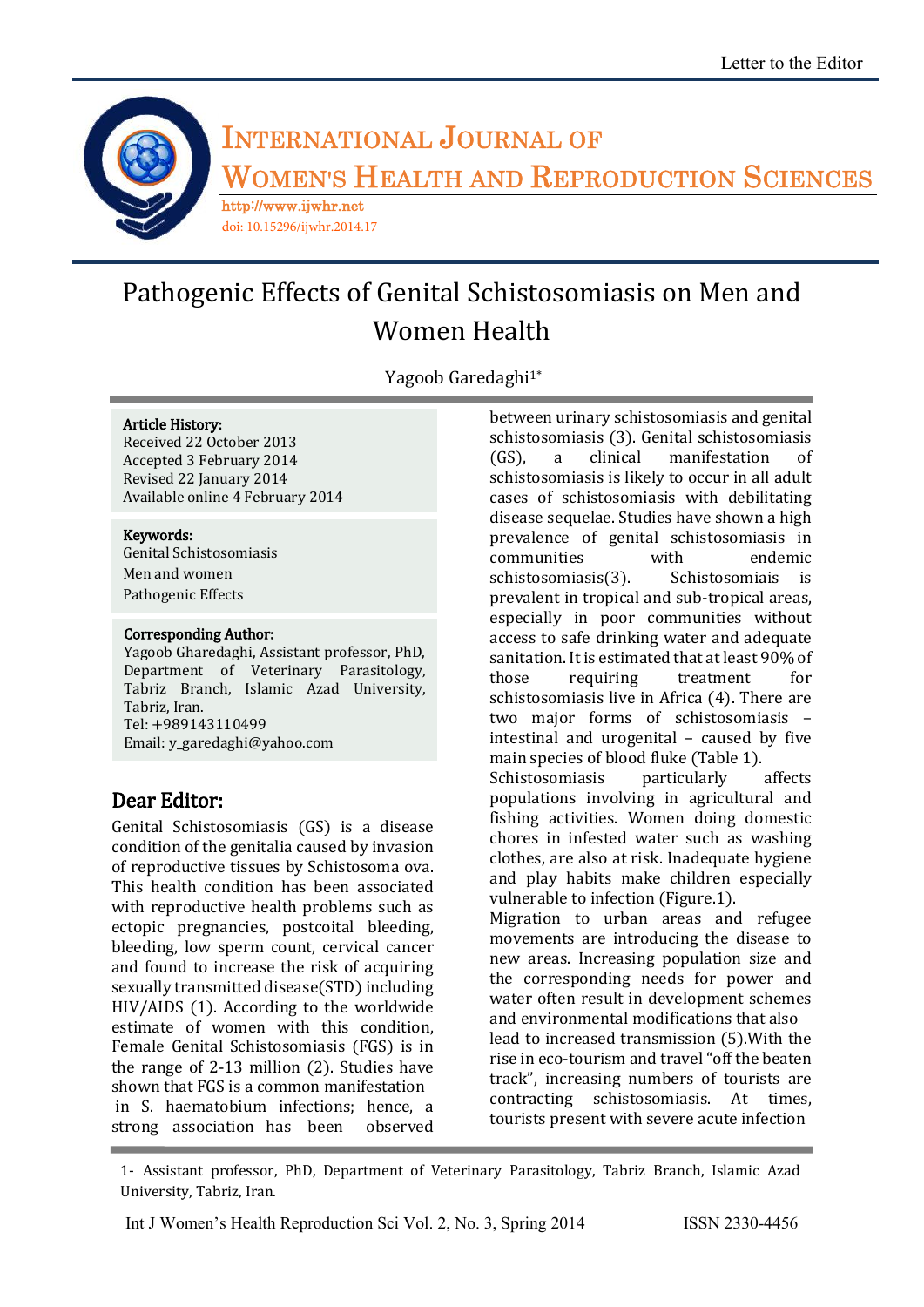Letter to the Editor

# International Journal of Women's Health and Reproduction Sciences

http://www.ijwhr.net
doi: 10.15296/ijwhr.2014.17

# Pathogenic Effects of Genital Schistosomiasis on Men and Women Health

Yagoob Garedaghi[1*]

**Article History:**
Received 22 October 2013
Accepted 3 February 2014
Revised 22 January 2014
Available online 4 February 2014

**Keywords:**
Genital Schistosomiasis
Men and women
Pathogenic Effects

**Corresponding Author:**
Yagoob Gharedaghi, Assistant professor, PhD, Department of Veterinary Parasitology, Tabriz Branch, Islamic Azad University, Tabriz, Iran.
Tel: +989143110499
Email: y_garedaghi@yahoo.com

## Dear Editor:

Genital Schistosomiasis (GS) is a disease condition of the genitalia caused by invasion of reproductive tissues by Schistosoma ova. This health condition has been associated with reproductive health problems such as ectopic pregnancies, postcoital bleeding, bleeding, low sperm count, cervical cancer and found to increase the risk of acquiring sexually transmitted disease(STD) including HIV/AIDS (1). According to the worldwide estimate of women with this condition, Female Genital Schistosomiasis (FGS) is in the range of 2-13 million (2). Studies have shown that FGS is a common manifestation in S. haematobium infections; hence, a strong association has been observed between urinary schistosomiasis and genital schistosomiasis (3). Genital schistosomiasis (GS), a clinical manifestation of schistosomiasis is likely to occur in all adult cases of schistosomiasis with debilitating disease sequelae. Studies have shown a high prevalence of genital schistosomiasis in communities with endemic schistosomiasis(3). Schistosomiais is prevalent in tropical and sub-tropical areas, especially in poor communities without access to safe drinking water and adequate sanitation. It is estimated that at least 90% of those requiring treatment for schistosomiasis live in Africa (4). There are two major forms of schistosomiasis – intestinal and urogenital – caused by five main species of blood fluke (Table 1).

Schistosomiasis particularly affects populations involving in agricultural and fishing activities. Women doing domestic chores in infested water such as washing clothes, are also at risk. Inadequate hygiene and play habits make children especially vulnerable to infection (Figure.1).

Migration to urban areas and refugee movements are introducing the disease to new areas. Increasing population size and the corresponding needs for power and water often result in development schemes and environmental modifications that also lead to increased transmission (5).With the rise in eco-tourism and travel "off the beaten track", increasing numbers of tourists are contracting schistosomiasis. At times, tourists present with severe acute infection

1- Assistant professor, PhD, Department of Veterinary Parasitology, Tabriz Branch, Islamic Azad University, Tabriz, Iran.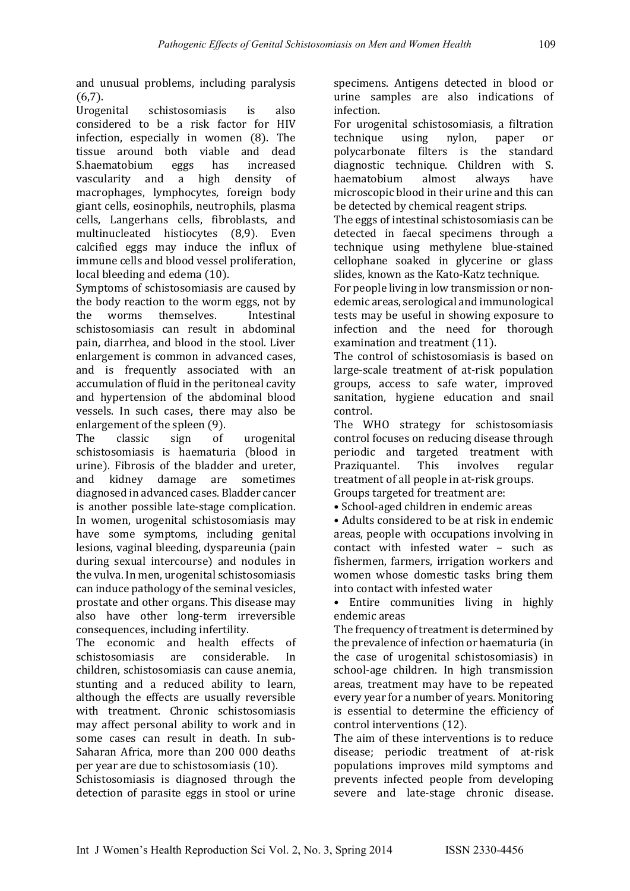and unusual problems, including paralysis (6,7).

Urogenital schistosomiasis is also considered to be a risk factor for HIV infection, especially in women (8). The tissue around both viable and dead S.haematobium eggs has increased vascularity and a high density of macrophages, lymphocytes, foreign body giant cells, eosinophils, neutrophils, plasma cells, Langerhans cells, fibroblasts, and multinucleated histiocytes (8,9). Even calcified eggs may induce the influx of immune cells and blood vessel proliferation, local bleeding and edema (10).

Symptoms of schistosomiasis are caused by the body reaction to the worm eggs, not by the worms themselves. Intestinal schistosomiasis can result in abdominal pain, diarrhea, and blood in the stool. Liver enlargement is common in advanced cases, and is frequently associated with an accumulation of fluid in the peritoneal cavity and hypertension of the abdominal blood vessels. In such cases, there may also be enlargement of the spleen (9).

The classic sign of urogenital schistosomiasis is haematuria (blood in urine). Fibrosis of the bladder and ureter, and kidney damage are sometimes diagnosed in advanced cases. Bladder cancer is another possible late-stage complication. In women, urogenital schistosomiasis may have some symptoms, including genital lesions, vaginal bleeding, dyspareunia (pain during sexual intercourse) and nodules in the vulva. In men, urogenital schistosomiasis can induce pathology of the seminal vesicles, prostate and other organs. This disease may also have other long-term irreversible consequences, including infertility.

The economic and health effects of schistosomiasis are considerable. In children, schistosomiasis can cause anemia, stunting and a reduced ability to learn, although the effects are usually reversible with treatment. Chronic schistosomiasis may affect personal ability to work and in some cases can result in death. In sub-Saharan Africa, more than 200 000 deaths per year are due to schistosomiasis (10).

Schistosomiasis is diagnosed through the detection of parasite eggs in stool or urine specimens. Antigens detected in blood or urine samples are also indications of infection.

For urogenital schistosomiasis, a filtration technique using nylon, paper or polycarbonate filters is the standard diagnostic technique. Children with S. haematobium almost always have microscopic blood in their urine and this can be detected by chemical reagent strips.

The eggs of intestinal schistosomiasis can be detected in faecal specimens through a technique using methylene blue-stained cellophane soaked in glycerine or glass slides, known as the Kato-Katz technique.

For people living in low transmission or non-edemic areas, serological and immunological tests may be useful in showing exposure to infection and the need for thorough examination and treatment (11).

The control of schistosomiasis is based on large-scale treatment of at-risk population groups, access to safe water, improved sanitation, hygiene education and snail control.

The WHO strategy for schistosomiasis control focuses on reducing disease through periodic and targeted treatment with Praziquantel. This involves regular treatment of all people in at-risk groups.

Groups targeted for treatment are:

- School-aged children in endemic areas
- Adults considered to be at risk in endemic areas, people with occupations involving in contact with infested water – such as fishermen, farmers, irrigation workers and women whose domestic tasks bring them into contact with infested water
- Entire communities living in highly endemic areas

The frequency of treatment is determined by the prevalence of infection or haematuria (in the case of urogenital schistosomiasis) in school-age children. In high transmission areas, treatment may have to be repeated every year for a number of years. Monitoring is essential to determine the efficiency of control interventions (12).

The aim of these interventions is to reduce disease; periodic treatment of at-risk populations improves mild symptoms and prevents infected people from developing severe and late-stage chronic disease.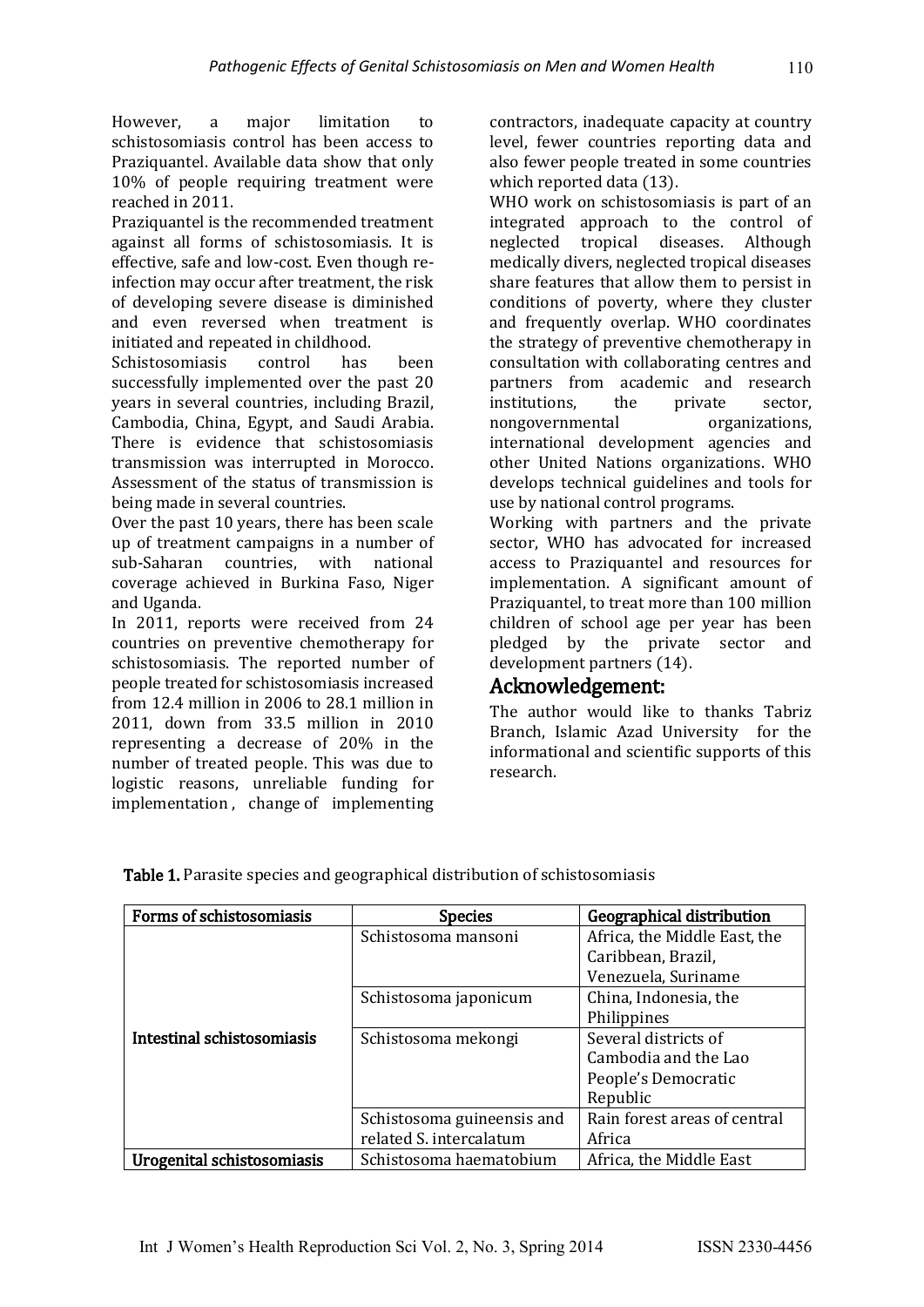However, a major limitation to schistosomiasis control has been access to Praziquantel. Available data show that only 10% of people requiring treatment were reached in 2011.

Praziquantel is the recommended treatment against all forms of schistosomiasis. It is effective, safe and low-cost. Even though re-infection may occur after treatment, the risk of developing severe disease is diminished and even reversed when treatment is initiated and repeated in childhood.

Schistosomiasis control has been successfully implemented over the past 20 years in several countries, including Brazil, Cambodia, China, Egypt, and Saudi Arabia. There is evidence that schistosomiasis transmission was interrupted in Morocco. Assessment of the status of transmission is being made in several countries.

Over the past 10 years, there has been scale up of treatment campaigns in a number of sub-Saharan countries, with national coverage achieved in Burkina Faso, Niger and Uganda.

In 2011, reports were received from 24 countries on preventive chemotherapy for schistosomiasis. The reported number of people treated for schistosomiasis increased from 12.4 million in 2006 to 28.1 million in 2011, down from 33.5 million in 2010 representing a decrease of 20% in the number of treated people. This was due to logistic reasons, unreliable funding for implementation , change of implementing contractors, inadequate capacity at country level, fewer countries reporting data and also fewer people treated in some countries which reported data (13).

WHO work on schistosomiasis is part of an integrated approach to the control of neglected tropical diseases. Although medically divers, neglected tropical diseases share features that allow them to persist in conditions of poverty, where they cluster and frequently overlap. WHO coordinates the strategy of preventive chemotherapy in consultation with collaborating centres and partners from academic and research institutions, the private sector, nongovernmental organizations, international development agencies and other United Nations organizations. WHO develops technical guidelines and tools for use by national control programs.

Working with partners and the private sector, WHO has advocated for increased access to Praziquantel and resources for implementation. A significant amount of Praziquantel, to treat more than 100 million children of school age per year has been pledged by the private sector and development partners (14).

## Acknowledgement:

The author would like to thanks Tabriz Branch, Islamic Azad University for the informational and scientific supports of this research.

**Table 1.** Parasite species and geographical distribution of schistosomiasis

| Forms of schistosomiasis | Species | Geographical distribution |
|---|---|---|
| **Intestinal schistosomiasis** | Schistosoma mansoni | Africa, the Middle East, the Caribbean, Brazil, Venezuela, Suriname |
| | Schistosoma japonicum | China, Indonesia, the Philippines |
| | Schistosoma mekongi | Several districts of Cambodia and the Lao People's Democratic Republic |
| | Schistosoma guineensis and related S. intercalatum | Rain forest areas of central Africa |
| **Urogenital schistosomiasis** | Schistosoma haematobium | Africa, the Middle East |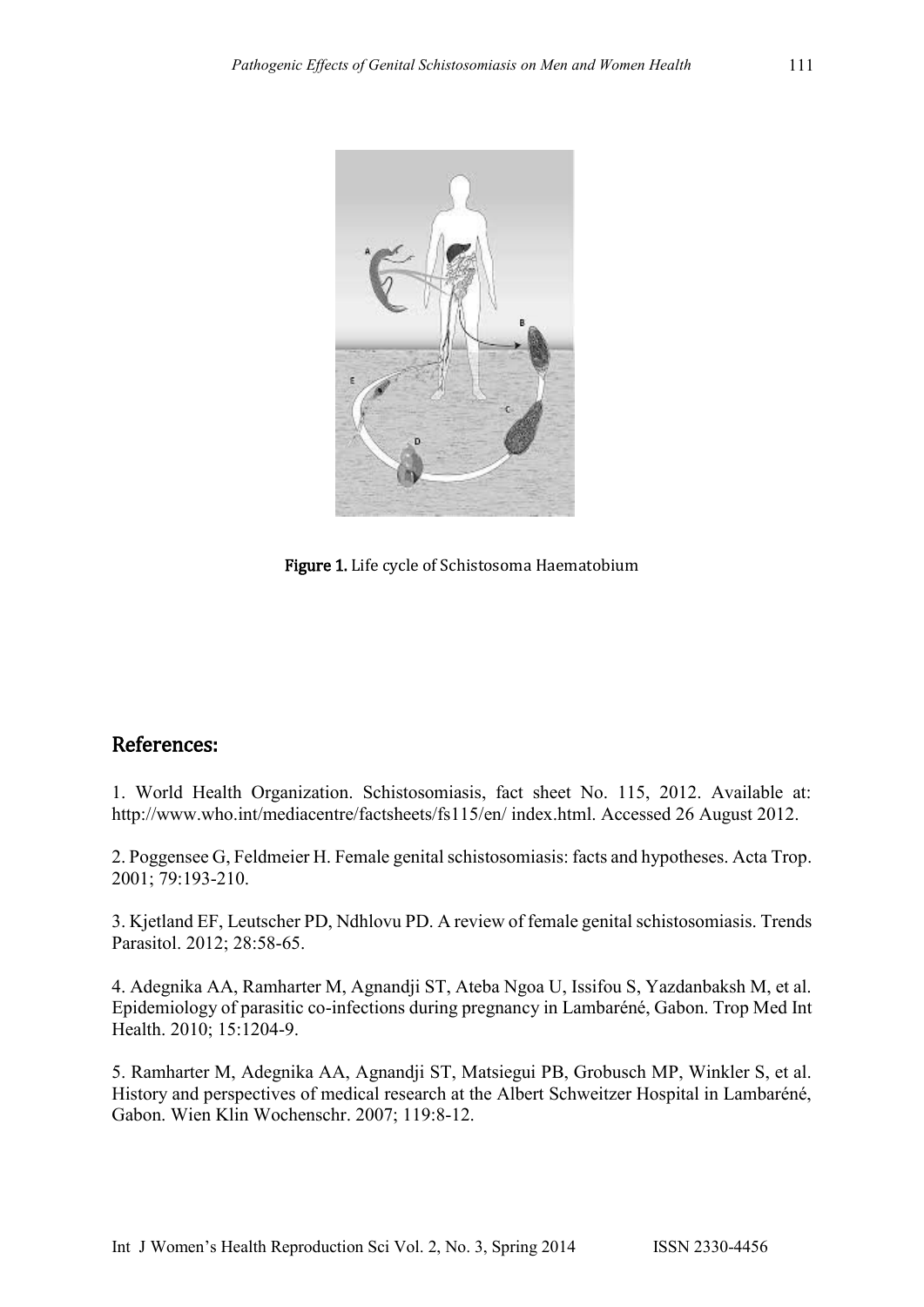Figure 1. Life cycle of Schistosoma Haematobium

## References:

1. World Health Organization. Schistosomiasis, fact sheet No. 115, 2012. Available at: http://www.who.int/mediacentre/factsheets/fs115/en/ index.html. Accessed 26 August 2012.

2. Poggensee G, Feldmeier H. Female genital schistosomiasis: facts and hypotheses. Acta Trop. 2001; 79:193-210.

3. Kjetland EF, Leutscher PD, Ndhlovu PD. A review of female genital schistosomiasis. Trends Parasitol. 2012; 28:58-65.

4. Adegnika AA, Ramharter M, Agnandji ST, Ateba Ngoa U, Issifou S, Yazdanbaksh M, et al. Epidemiology of parasitic co-infections during pregnancy in Lambaréné, Gabon. Trop Med Int Health. 2010; 15:1204-9.

5. Ramharter M, Adegnika AA, Agnandji ST, Matsiegui PB, Grobusch MP, Winkler S, et al. History and perspectives of medical research at the Albert Schweitzer Hospital in Lambaréné, Gabon. Wien Klin Wochenschr. 2007; 119:8-12.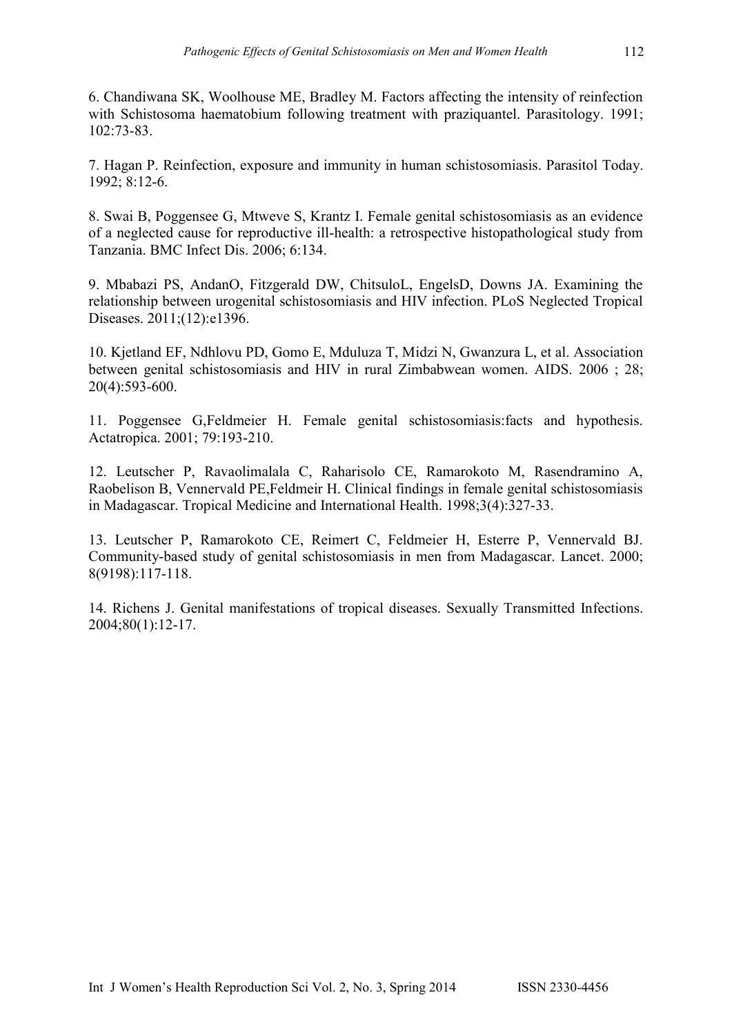6. Chandiwana SK, Woolhouse ME, Bradley M. Factors affecting the intensity of reinfection with Schistosoma haematobium following treatment with praziquantel. Parasitology. 1991; 102:73-83.

7. Hagan P. Reinfection, exposure and immunity in human schistosomiasis. Parasitol Today. 1992; 8:12-6.

8. Swai B, Poggensee G, Mtweve S, Krantz I. Female genital schistosomiasis as an evidence of a neglected cause for reproductive ill-health: a retrospective histopathological study from Tanzania. BMC Infect Dis. 2006; 6:134.

9. Mbabazi PS, AndanO, Fitzgerald DW, ChitsuloL, EngelsD, Downs JA. Examining the relationship between urogenital schistosomiasis and HIV infection. PLoS Neglected Tropical Diseases. 2011;(12):e1396.

10. Kjetland EF, Ndhlovu PD, Gomo E, Mduluza T, Midzi N, Gwanzura L, et al. Association between genital schistosomiasis and HIV in rural Zimbabwean women. AIDS. 2006 ; 28; 20(4):593-600.

11. Poggensee G,Feldmeier H. Female genital schistosomiasis:facts and hypothesis. Actatropica. 2001; 79:193-210.

12. Leutscher P, Ravaolimalala C, Raharisolo CE, Ramarokoto M, Rasendramino A, Raobelison B, Vennervald PE,Feldmeir H. Clinical findings in female genital schistosomiasis in Madagascar. Tropical Medicine and International Health. 1998;3(4):327-33.

13. Leutscher P, Ramarokoto CE, Reimert C, Feldmeier H, Esterre P, Vennervald BJ. Community-based study of genital schistosomiasis in men from Madagascar. Lancet. 2000; 8(9198):117-118.

14. Richens J. Genital manifestations of tropical diseases. Sexually Transmitted Infections. 2004;80(1):12-17.